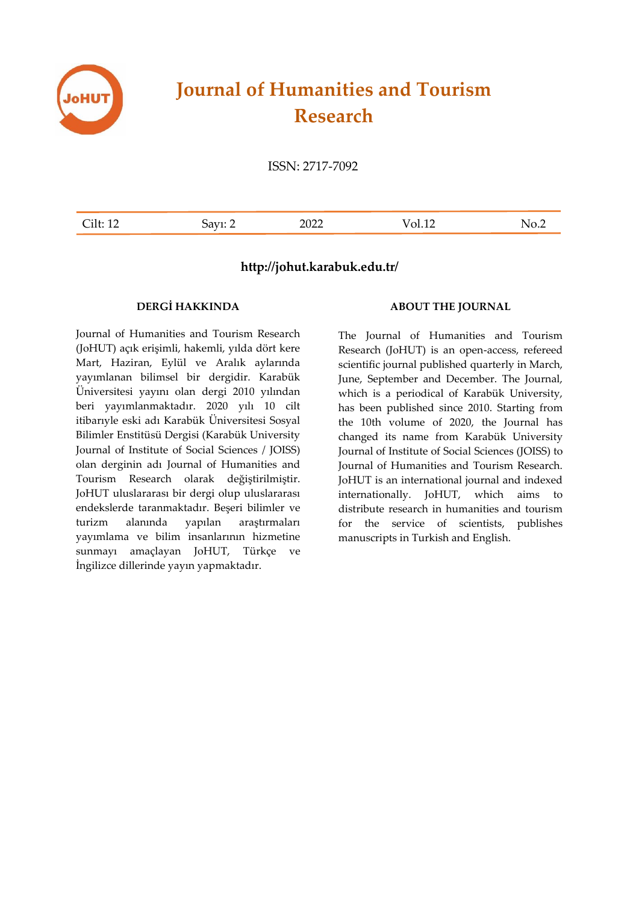# Journal of Humanities and Tourism Research

ISSN: 2717-7092

| Cilt: 12 | Sayı: 2 | 2022 | Vol.12 | No.2 |
|---|---|---|---|---|

**http://johut.karabuk.edu.tr/**

### DERGİ HAKKINDA

Journal of Humanities and Tourism Research (JoHUT) açık erişimli, hakemli, yılda dört kere Mart, Haziran, Eylül ve Aralık aylarında yayımlanan bilimsel bir dergidir. Karabük Üniversitesi yayını olan dergi 2010 yılından beri yayımlanmaktadır. 2020 yılı 10 cilt itibarıyle eski adı Karabük Üniversitesi Sosyal Bilimler Enstitüsü Dergisi (Karabük University Journal of Institute of Social Sciences / JOISS) olan derginin adı Journal of Humanities and Tourism Research olarak değiştirilmiştir. JoHUT uluslararası bir dergi olup uluslararası endekslerde taranmaktadır. Beşeri bilimler ve turizm alanında yapılan araştırmaları yayımlama ve bilim insanlarının hizmetine sunmayı amaçlayan JoHUT, Türkçe ve İngilizce dillerinde yayın yapmaktadır.

### ABOUT THE JOURNAL

The Journal of Humanities and Tourism Research (JoHUT) is an open-access, refereed scientific journal published quarterly in March, June, September and December. The Journal, which is a periodical of Karabük University, has been published since 2010. Starting from the 10th volume of 2020, the Journal has changed its name from Karabük University Journal of Institute of Social Sciences (JOISS) to Journal of Humanities and Tourism Research. JoHUT is an international journal and indexed internationally. JoHUT, which aims to distribute research in humanities and tourism for the service of scientists, publishes manuscripts in Turkish and English.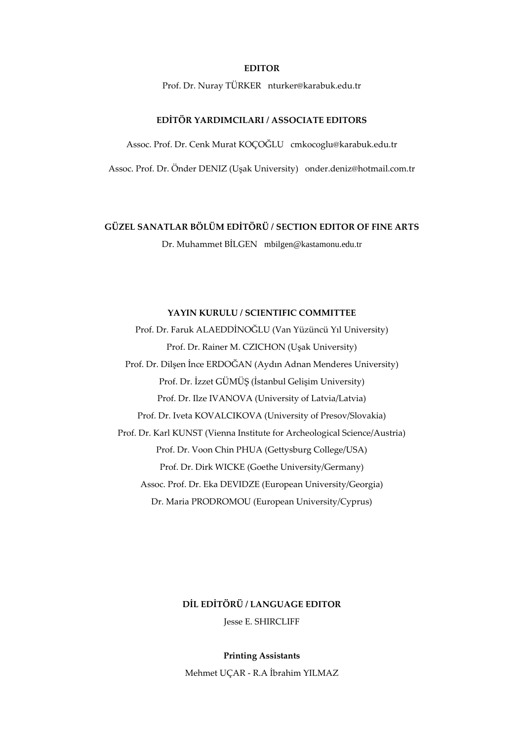**EDITOR**

Prof. Dr. Nuray TÜRKER nturker@karabuk.edu.tr

**EDİTÖR YARDIMCILARI / ASSOCIATE EDITORS**

Assoc. Prof. Dr. Cenk Murat KOÇOĞLU cmkocoglu@karabuk.edu.tr

Assoc. Prof. Dr. Önder DENIZ (Uşak University) onder.deniz@hotmail.com.tr

**GÜZEL SANATLAR BÖLÜM EDİTÖRÜ / SECTION EDITOR OF FINE ARTS**

Dr. Muhammet BİLGEN mbilgen@kastamonu.edu.tr

**YAYIN KURULU / SCIENTIFIC COMMITTEE**

Prof. Dr. Faruk ALAEDDİNOĞLU (Van Yüzüncü Yıl University)

Prof. Dr. Rainer M. CZICHON (Uşak University)

Prof. Dr. Dilşen İnce ERDOĞAN (Aydın Adnan Menderes University)

Prof. Dr. İzzet GÜMÜŞ (İstanbul Gelişim University)

Prof. Dr. Ilze IVANOVA (University of Latvia/Latvia)

Prof. Dr. Iveta KOVALCIKOVA (University of Presov/Slovakia)

Prof. Dr. Karl KUNST (Vienna Institute for Archeological Science/Austria)

Prof. Dr. Voon Chin PHUA (Gettysburg College/USA)

Prof. Dr. Dirk WICKE (Goethe University/Germany)

Assoc. Prof. Dr. Eka DEVIDZE (European University/Georgia)

Dr. Maria PRODROMOU (European University/Cyprus)

**DİL EDİTÖRÜ / LANGUAGE EDITOR**

Jesse E. SHIRCLIFF

**Printing Assistants**

Mehmet UÇAR - R.A İbrahim YILMAZ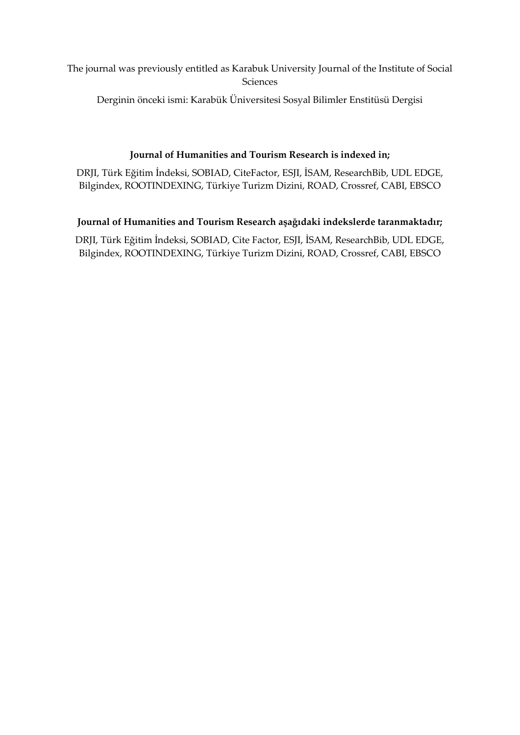The journal was previously entitled as Karabuk University Journal of the Institute of Social Sciences

Derginin önceki ismi: Karabük Üniversitesi Sosyal Bilimler Enstitüsü Dergisi

**Journal of Humanities and Tourism Research is indexed in;**

DRJI, Türk Eğitim İndeksi, SOBIAD, CiteFactor, ESJI, İSAM, ResearchBib, UDL EDGE, Bilgindex, ROOTINDEXING, Türkiye Turizm Dizini, ROAD, Crossref, CABI, EBSCO

**Journal of Humanities and Tourism Research aşağıdaki indekslerde taranmaktadır;**

DRJI, Türk Eğitim İndeksi, SOBIAD, Cite Factor, ESJI, İSAM, ResearchBib, UDL EDGE, Bilgindex, ROOTINDEXING, Türkiye Turizm Dizini, ROAD, Crossref, CABI, EBSCO